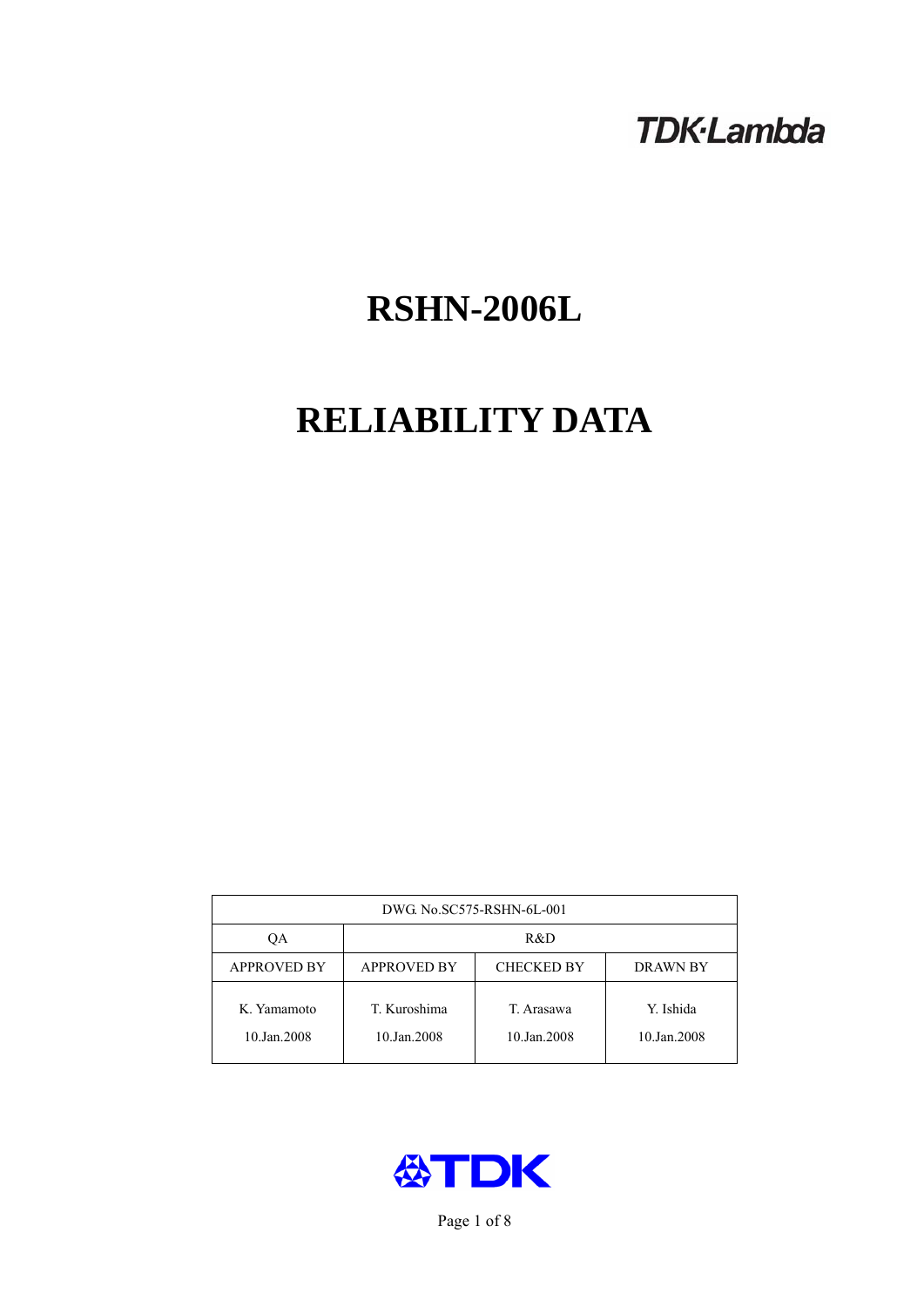TDK·Lambda

# RSHN-2006L

# RELIABILITY DATA

| DWG. No.SC575-RSHN-6L-001 | | | |
|---|---|---|---|
| QA | R&D | | |
| APPROVED BY | APPROVED BY | CHECKED BY | DRAWN BY |
| K. Yamamoto<br>10.Jan.2008 | T. Kuroshima<br>10.Jan.2008 | T. Arasawa<br>10.Jan.2008 | Y. Ishida<br>10.Jan.2008 |

TDK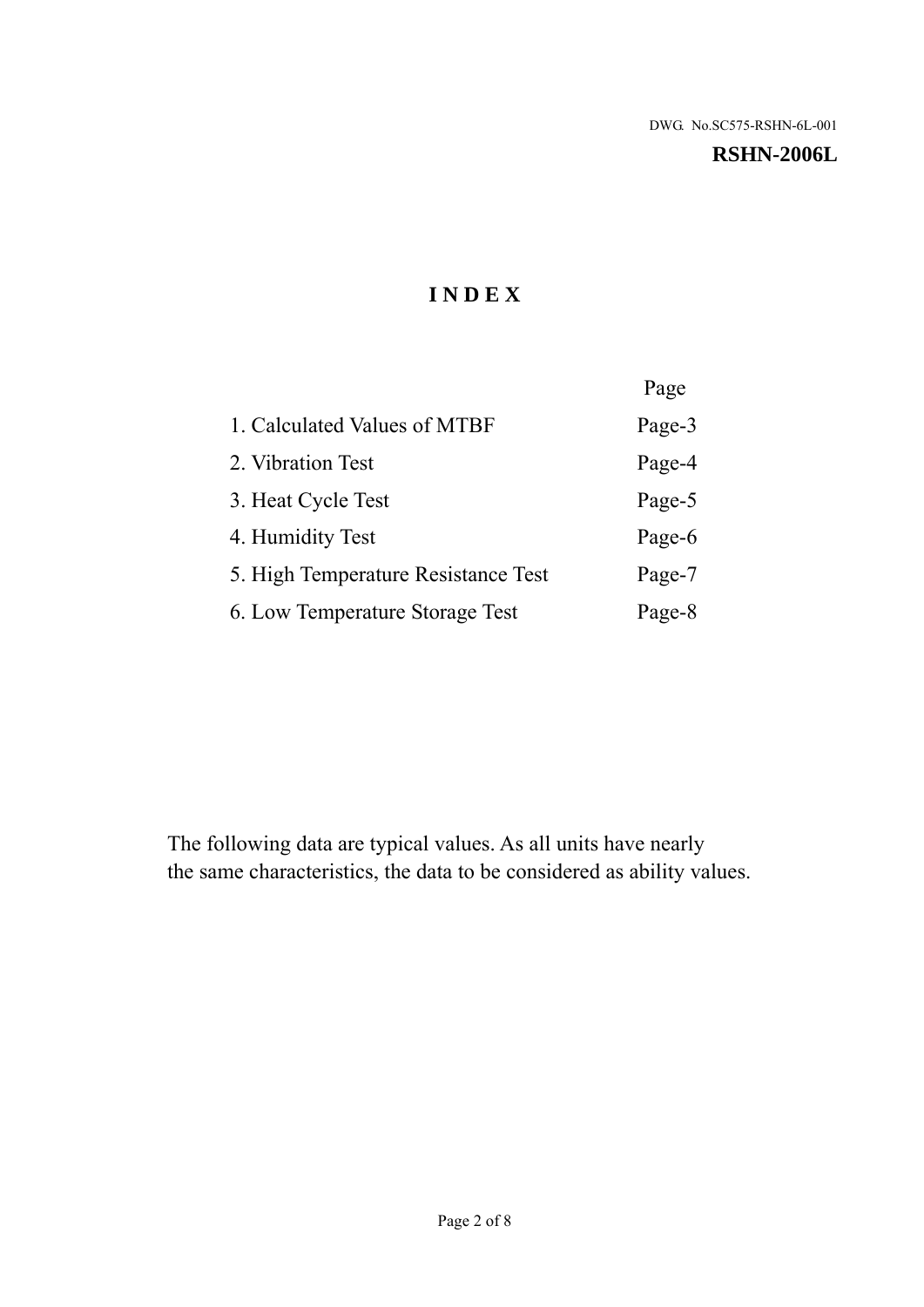DWG. No.SC575-RSHN-6L-001

**RSHN-2006L**

# INDEX

| | Page |
|---|---|
| 1. Calculated Values of MTBF | Page-3 |
| 2. Vibration Test | Page-4 |
| 3. Heat Cycle Test | Page-5 |
| 4. Humidity Test | Page-6 |
| 5. High Temperature Resistance Test | Page-7 |
| 6. Low Temperature Storage Test | Page-8 |

The following data are typical values. As all units have nearly the same characteristics, the data to be considered as ability values.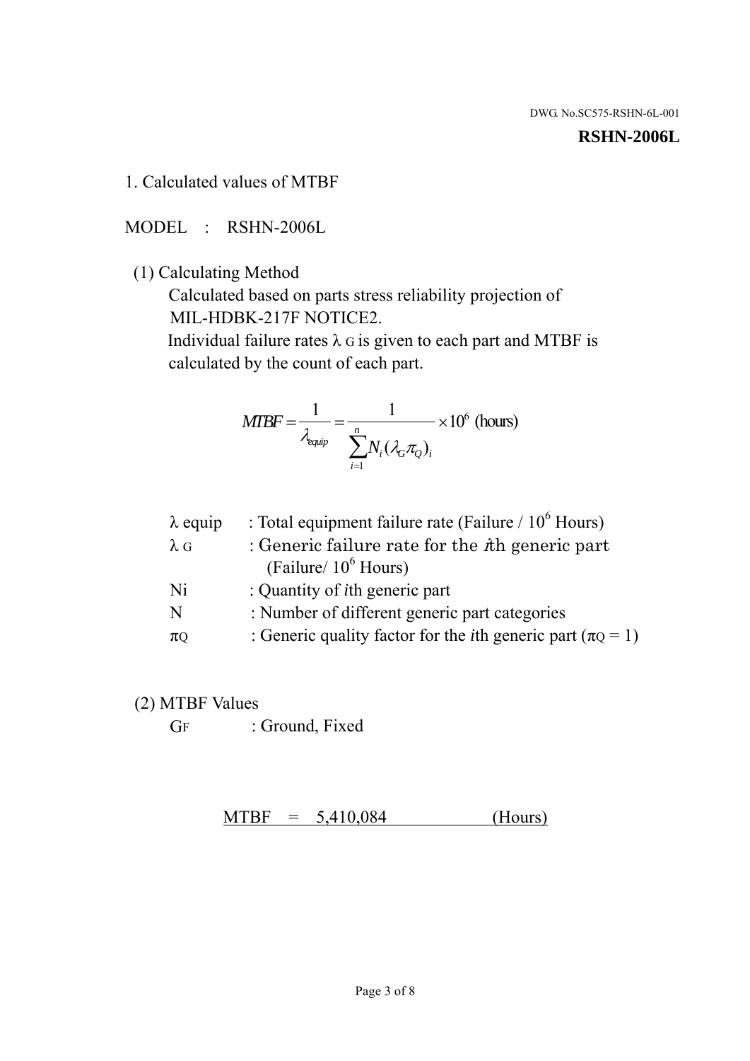DWG. No.SC575-RSHN-6L-001

**RSHN-2006L**

1. Calculated values of MTBF

MODEL : RSHN-2006L

(1) Calculating Method

Calculated based on parts stress reliability projection of MIL-HDBK-217F NOTICE2.

Individual failure rates $\lambda_G$ is given to each part and MTBF is calculated by the count of each part.

$$MTBF = \frac{1}{\lambda_{equip}} = \frac{1}{\sum_{i=1}^{n} N_i (\lambda_G \pi_Q)_i} \times 10^6 \text{ (hours)}$$

| | |
|---|---|
| $\lambda$ equip | : Total equipment failure rate (Failure / $10^6$ Hours) |
| $\lambda_G$ | : Generic failure rate for the $i$th generic part (Failure/ $10^6$ Hours) |
| Ni | : Quantity of $i$th generic part |
| N | : Number of different generic part categories |
| $\pi_Q$ | : Generic quality factor for the $i$th generic part ($\pi_Q = 1$) |

(2) MTBF Values

$G_F$ : Ground, Fixed

MTBF = 5,410,084 (Hours)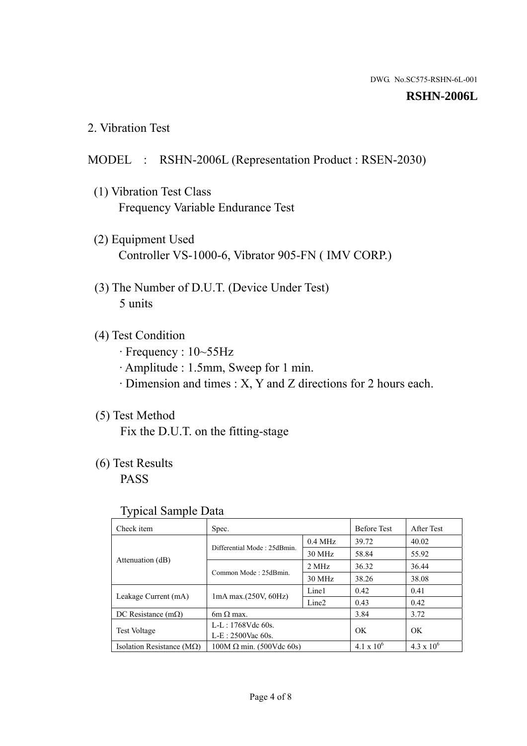DWG. No.SC575-RSHN-6L-001

**RSHN-2006L**

## 2. Vibration Test

MODEL : RSHN-2006L (Representation Product : RSEN-2030)

(1) Vibration Test Class
Frequency Variable Endurance Test

(2) Equipment Used
Controller VS-1000-6, Vibrator 905-FN ( IMV CORP.)

(3) The Number of D.U.T. (Device Under Test)
5 units

(4) Test Condition
- Frequency : 10~55Hz
- Amplitude : 1.5mm, Sweep for 1 min.
- Dimension and times : X, Y and Z directions for 2 hours each.

(5) Test Method
Fix the D.U.T. on the fitting-stage

(6) Test Results
PASS

Typical Sample Data

| Check item | Spec. | | Before Test | After Test |
|---|---|---|---|---|
| Attenuation (dB) | Differential Mode : 25dBmin. | 0.4 MHz | 39.72 | 40.02 |
| | | 30 MHz | 58.84 | 55.92 |
| | Common Mode : 25dBmin. | 2 MHz | 36.32 | 36.44 |
| | | 30 MHz | 38.26 | 38.08 |
| Leakage Current (mA) | 1mA max.(250V, 60Hz) | Line1 | 0.42 | 0.41 |
| | | Line2 | 0.43 | 0.42 |
| DC Resistance (mΩ) | 6m Ω max. | | 3.84 | 3.72 |
| Test Voltage | L-L : 1768Vdc 60s.<br>L-E : 2500Vac 60s. | | OK | OK |
| Isolation Resistance (MΩ) | 100M Ω min. (500Vdc 60s) | | $4.1 \times 10^6$ | $4.3 \times 10^6$ |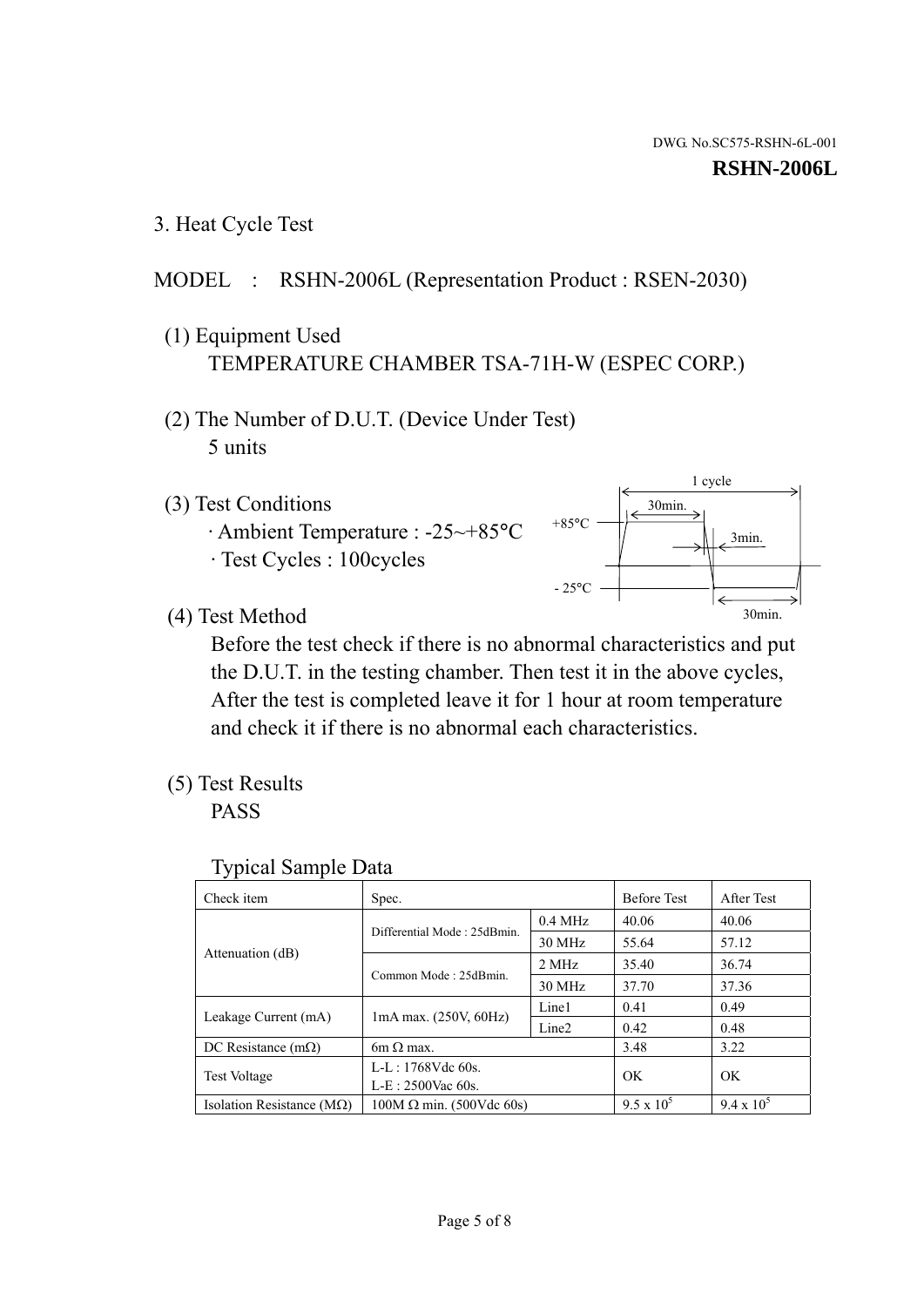DWG. No.SC575-RSHN-6L-001

**RSHN-2006L**

## 3. Heat Cycle Test

MODEL : RSHN-2006L (Representation Product : RSEN-2030)

(1) Equipment Used

TEMPERATURE CHAMBER TSA-71H-W (ESPEC CORP.)

(2) The Number of D.U.T. (Device Under Test)

5 units

(3) Test Conditions

· Ambient Temperature : -25~+85°C

· Test Cycles : 100cycles

1 cycle
30min.
+85°C
3min.
- 25°C
30min.

(4) Test Method

Before the test check if there is no abnormal characteristics and put the D.U.T. in the testing chamber. Then test it in the above cycles, After the test is completed leave it for 1 hour at room temperature and check it if there is no abnormal each characteristics.

(5) Test Results

PASS

Typical Sample Data

| Check item | Spec. | | Before Test | After Test |
|---|---|---|---|---|
| Attenuation (dB) | Differential Mode : 25dBmin. | 0.4 MHz | 40.06 | 40.06 |
| | | 30 MHz | 55.64 | 57.12 |
| | Common Mode : 25dBmin. | 2 MHz | 35.40 | 36.74 |
| | | 30 MHz | 37.70 | 37.36 |
| Leakage Current (mA) | 1mA max. (250V, 60Hz) | Line1 | 0.41 | 0.49 |
| | | Line2 | 0.42 | 0.48 |
| DC Resistance (mΩ) | 6m Ω max. | | 3.48 | 3.22 |
| Test Voltage | L-L : 1768Vdc 60s. L-E : 2500Vac 60s. | | OK | OK |
| Isolation Resistance (MΩ) | 100M Ω min. (500Vdc 60s) | | $9.5 \times 10^5$ | $9.4 \times 10^5$ |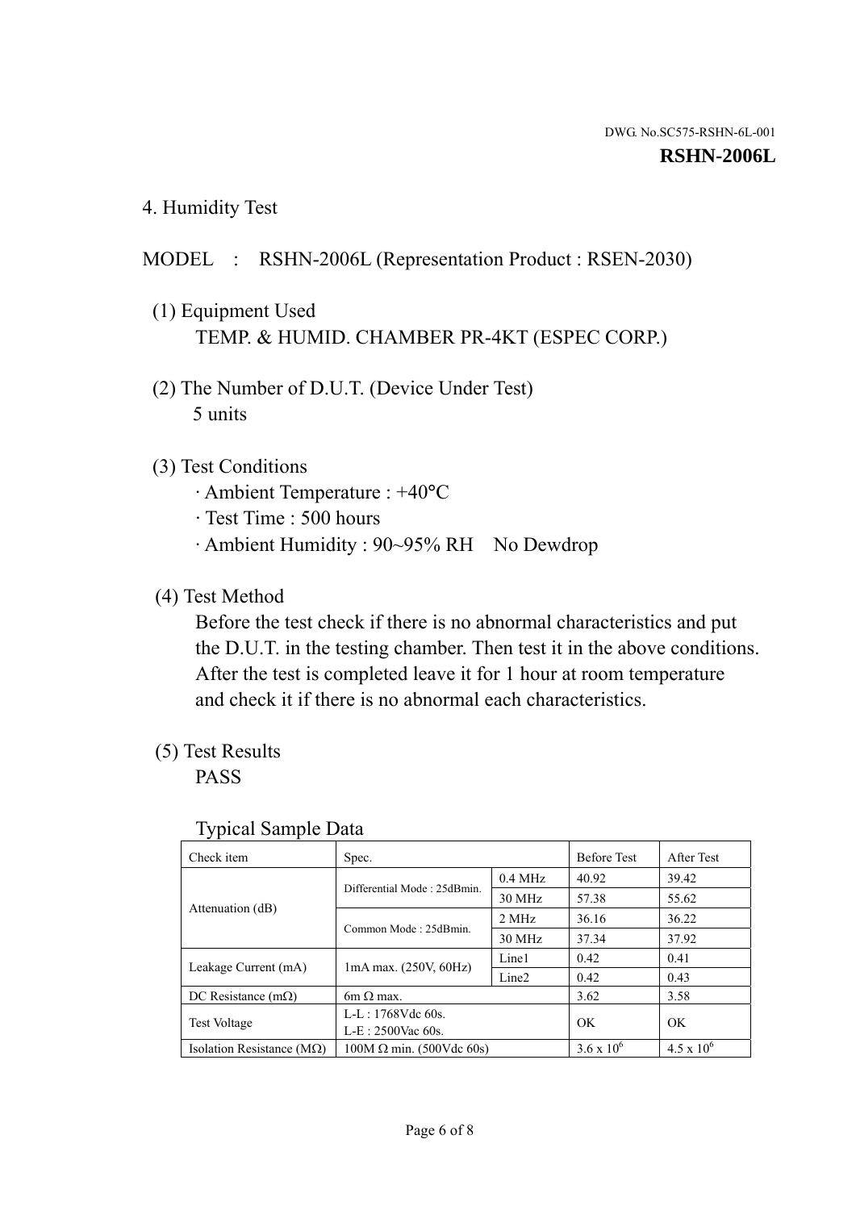DWG. No.SC575-RSHN-6L-001

**RSHN-2006L**

## 4. Humidity Test

MODEL : RSHN-2006L (Representation Product : RSEN-2030)

(1) Equipment Used

TEMP. & HUMID. CHAMBER PR-4KT (ESPEC CORP.)

(2) The Number of D.U.T. (Device Under Test)

5 units

(3) Test Conditions

- Ambient Temperature : +40°C
- Test Time : 500 hours
- Ambient Humidity : 90~95% RH No Dewdrop

(4) Test Method

Before the test check if there is no abnormal characteristics and put the D.U.T. in the testing chamber. Then test it in the above conditions. After the test is completed leave it for 1 hour at room temperature and check it if there is no abnormal each characteristics.

(5) Test Results

PASS

Typical Sample Data

| Check item | Spec. | | Before Test | After Test |
|---|---|---|---|---|
| Attenuation (dB) | Differential Mode : 25dBmin. | 0.4 MHz | 40.92 | 39.42 |
| | | 30 MHz | 57.38 | 55.62 |
| | Common Mode : 25dBmin. | 2 MHz | 36.16 | 36.22 |
| | | 30 MHz | 37.34 | 37.92 |
| Leakage Current (mA) | 1mA max. (250V, 60Hz) | Line1 | 0.42 | 0.41 |
| | | Line2 | 0.42 | 0.43 |
| DC Resistance (mΩ) | 6m Ω max. | | 3.62 | 3.58 |
| Test Voltage | L-L : 1768Vdc 60s.<br>L-E : 2500Vac 60s. | | OK | OK |
| Isolation Resistance (MΩ) | 100M Ω min. (500Vdc 60s) | | $3.6 \times 10^6$ | $4.5 \times 10^6$ |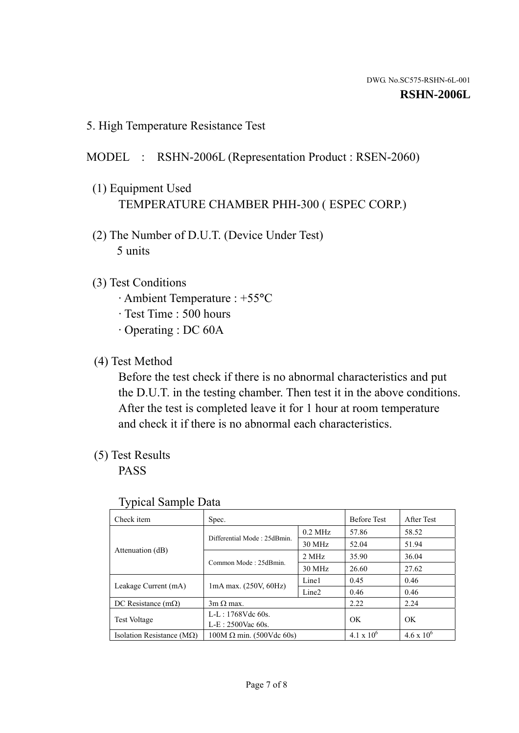DWG. No.SC575-RSHN-6L-001

**RSHN-2006L**

## 5. High Temperature Resistance Test

MODEL : RSHN-2006L (Representation Product : RSEN-2060)

(1) Equipment Used

TEMPERATURE CHAMBER PHH-300 ( ESPEC CORP.)

(2) The Number of D.U.T. (Device Under Test)

5 units

(3) Test Conditions

- Ambient Temperature : +55°C
- Test Time : 500 hours
- Operating : DC 60A

(4) Test Method

Before the test check if there is no abnormal characteristics and put the D.U.T. in the testing chamber. Then test it in the above conditions. After the test is completed leave it for 1 hour at room temperature and check it if there is no abnormal each characteristics.

(5) Test Results

PASS

Typical Sample Data

| Check item | Spec. | | Before Test | After Test |
|---|---|---|---|---|
| Attenuation (dB) | Differential Mode : 25dBmin. | 0.2 MHz | 57.86 | 58.52 |
| | | 30 MHz | 52.04 | 51.94 |
| | Common Mode : 25dBmin. | 2 MHz | 35.90 | 36.04 |
| | | 30 MHz | 26.60 | 27.62 |
| Leakage Current (mA) | 1mA max. (250V, 60Hz) | Line1 | 0.45 | 0.46 |
| | | Line2 | 0.46 | 0.46 |
| DC Resistance (mΩ) | 3m Ω max. | | 2.22 | 2.24 |
| Test Voltage | L-L : 1768Vdc 60s.<br>L-E : 2500Vac 60s. | | OK | OK |
| Isolation Resistance (MΩ) | 100M Ω min. (500Vdc 60s) | | $4.1 \times 10^6$ | $4.6 \times 10^6$ |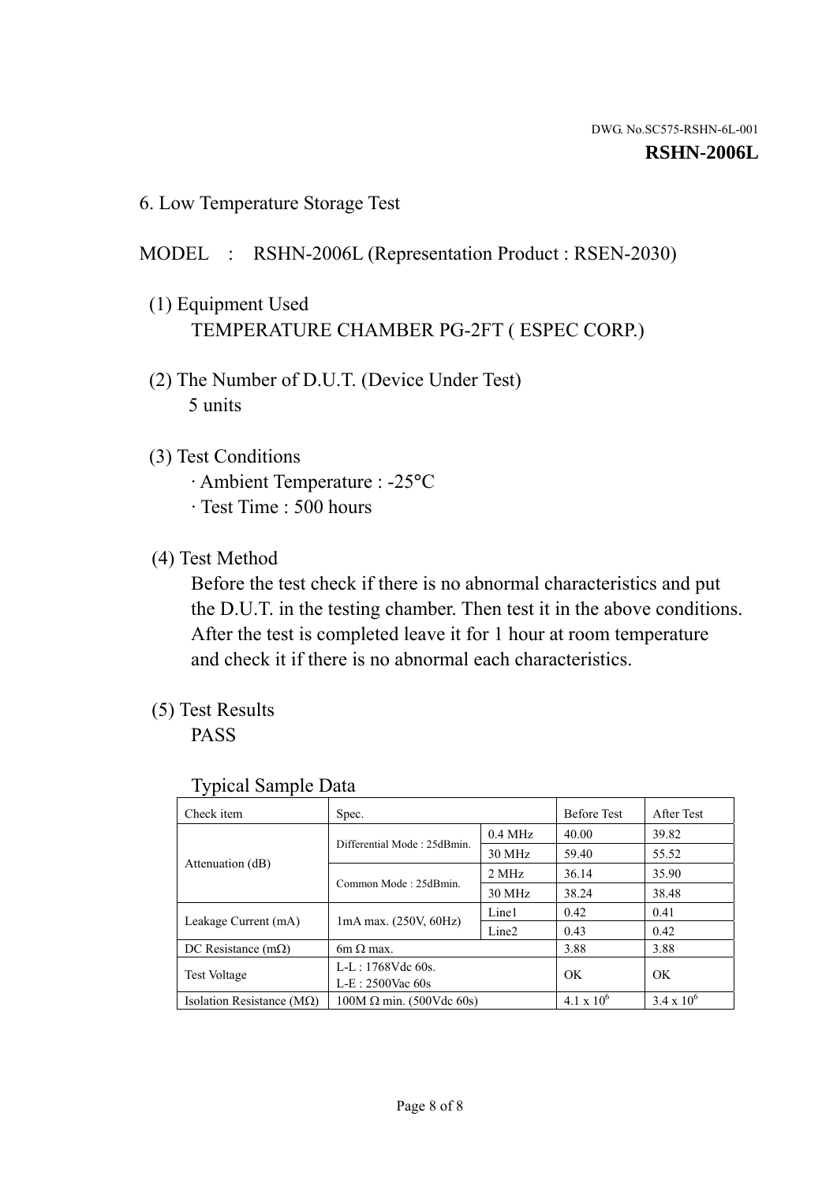DWG. No.SC575-RSHN-6L-001

**RSHN-2006L**

## 6. Low Temperature Storage Test

MODEL : RSHN-2006L (Representation Product : RSEN-2030)

(1) Equipment Used
TEMPERATURE CHAMBER PG-2FT ( ESPEC CORP.)

(2) The Number of D.U.T. (Device Under Test)
5 units

(3) Test Conditions
· Ambient Temperature : -25°C
· Test Time : 500 hours

(4) Test Method
Before the test check if there is no abnormal characteristics and put the D.U.T. in the testing chamber. Then test it in the above conditions. After the test is completed leave it for 1 hour at room temperature and check it if there is no abnormal each characteristics.

(5) Test Results
PASS

Typical Sample Data

| Check item | Spec. | | Before Test | After Test |
|---|---|---|---|---|
| Attenuation (dB) | Differential Mode : 25dBmin. | 0.4 MHz | 40.00 | 39.82 |
| | | 30 MHz | 59.40 | 55.52 |
| | Common Mode : 25dBmin. | 2 MHz | 36.14 | 35.90 |
| | | 30 MHz | 38.24 | 38.48 |
| Leakage Current (mA) | 1mA max. (250V, 60Hz) | Line1 | 0.42 | 0.41 |
| | | Line2 | 0.43 | 0.42 |
| DC Resistance (mΩ) | 6m Ω max. | | 3.88 | 3.88 |
| Test Voltage | L-L : 1768Vdc 60s. L-E : 2500Vac 60s | | OK | OK |
| Isolation Resistance (MΩ) | 100M Ω min. (500Vdc 60s) | | $4.1 \times 10^6$ | $3.4 \times 10^6$ |